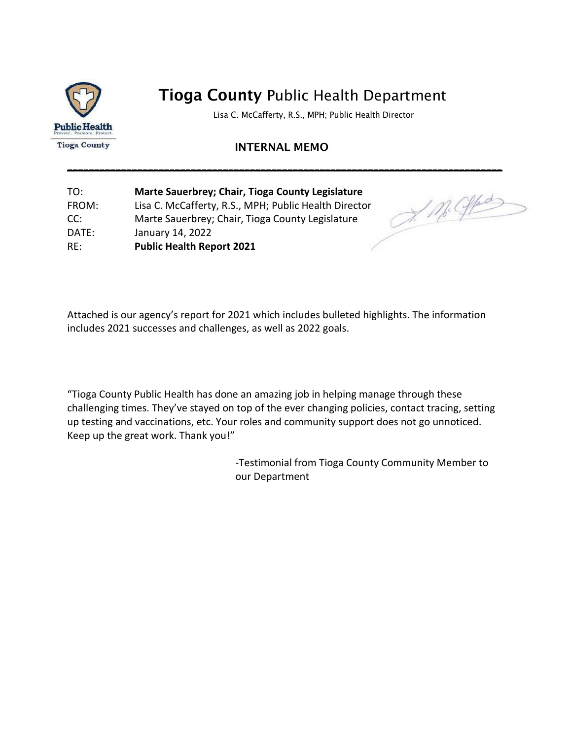# **Tioga County** Public Health Department

Lisa C. McCafferty, R.S., MPH; Public Health Director

## INTERNAL MEMO

---

TO: **Marte Sauerbrey; Chair, Tioga County Legislature**
FROM: Lisa C. McCafferty, R.S., MPH; Public Health Director
CC: Marte Sauerbrey; Chair, Tioga County Legislature
DATE: January 14, 2022
RE: **Public Health Report 2021**

Attached is our agency's report for 2021 which includes bulleted highlights. The information includes 2021 successes and challenges, as well as 2022 goals.

"Tioga County Public Health has done an amazing job in helping manage through these challenging times. They've stayed on top of the ever changing policies, contact tracing, setting up testing and vaccinations, etc. Your roles and community support does not go unnoticed. Keep up the great work. Thank you!"

-Testimonial from Tioga County Community Member to our Department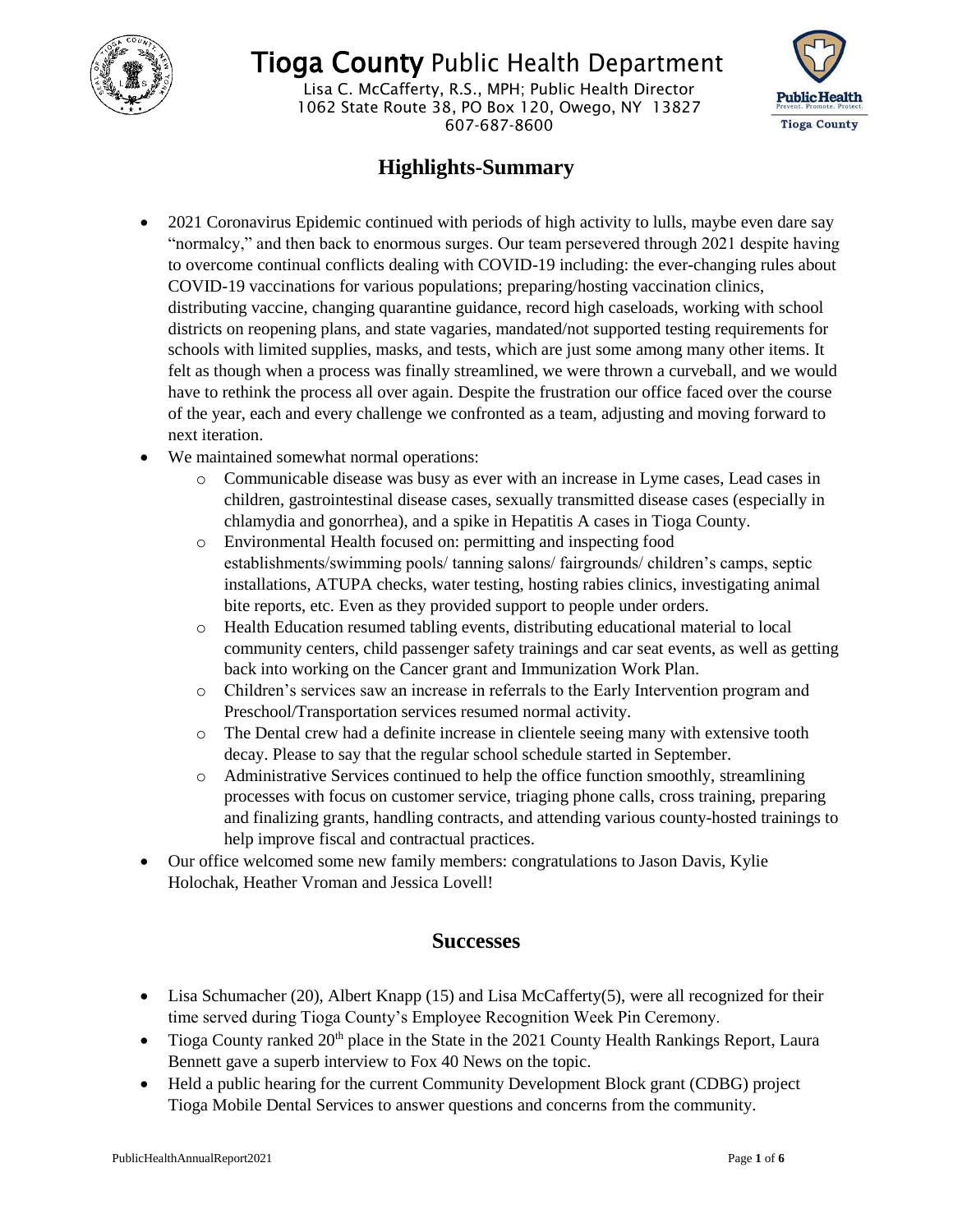# Tioga County Public Health Department

Lisa C. McCafferty, R.S., MPH; Public Health Director
1062 State Route 38, PO Box 120, Owego, NY 13827
607-687-8600

## Highlights-Summary

- 2021 Coronavirus Epidemic continued with periods of high activity to lulls, maybe even dare say "normalcy," and then back to enormous surges. Our team persevered through 2021 despite having to overcome continual conflicts dealing with COVID-19 including: the ever-changing rules about COVID-19 vaccinations for various populations; preparing/hosting vaccination clinics, distributing vaccine, changing quarantine guidance, record high caseloads, working with school districts on reopening plans, and state vagaries, mandated/not supported testing requirements for schools with limited supplies, masks, and tests, which are just some among many other items. It felt as though when a process was finally streamlined, we were thrown a curveball, and we would have to rethink the process all over again. Despite the frustration our office faced over the course of the year, each and every challenge we confronted as a team, adjusting and moving forward to next iteration.
- We maintained somewhat normal operations:
  - Communicable disease was busy as ever with an increase in Lyme cases, Lead cases in children, gastrointestinal disease cases, sexually transmitted disease cases (especially in chlamydia and gonorrhea), and a spike in Hepatitis A cases in Tioga County.
  - Environmental Health focused on: permitting and inspecting food establishments/swimming pools/ tanning salons/ fairgrounds/ children's camps, septic installations, ATUPA checks, water testing, hosting rabies clinics, investigating animal bite reports, etc. Even as they provided support to people under orders.
  - Health Education resumed tabling events, distributing educational material to local community centers, child passenger safety trainings and car seat events, as well as getting back into working on the Cancer grant and Immunization Work Plan.
  - Children's services saw an increase in referrals to the Early Intervention program and Preschool/Transportation services resumed normal activity.
  - The Dental crew had a definite increase in clientele seeing many with extensive tooth decay. Please to say that the regular school schedule started in September.
  - Administrative Services continued to help the office function smoothly, streamlining processes with focus on customer service, triaging phone calls, cross training, preparing and finalizing grants, handling contracts, and attending various county-hosted trainings to help improve fiscal and contractual practices.
- Our office welcomed some new family members: congratulations to Jason Davis, Kylie Holochak, Heather Vroman and Jessica Lovell!

## Successes

- Lisa Schumacher (20), Albert Knapp (15) and Lisa McCafferty(5), were all recognized for their time served during Tioga County's Employee Recognition Week Pin Ceremony.
- Tioga County ranked 20th place in the State in the 2021 County Health Rankings Report, Laura Bennett gave a superb interview to Fox 40 News on the topic.
- Held a public hearing for the current Community Development Block grant (CDBG) project Tioga Mobile Dental Services to answer questions and concerns from the community.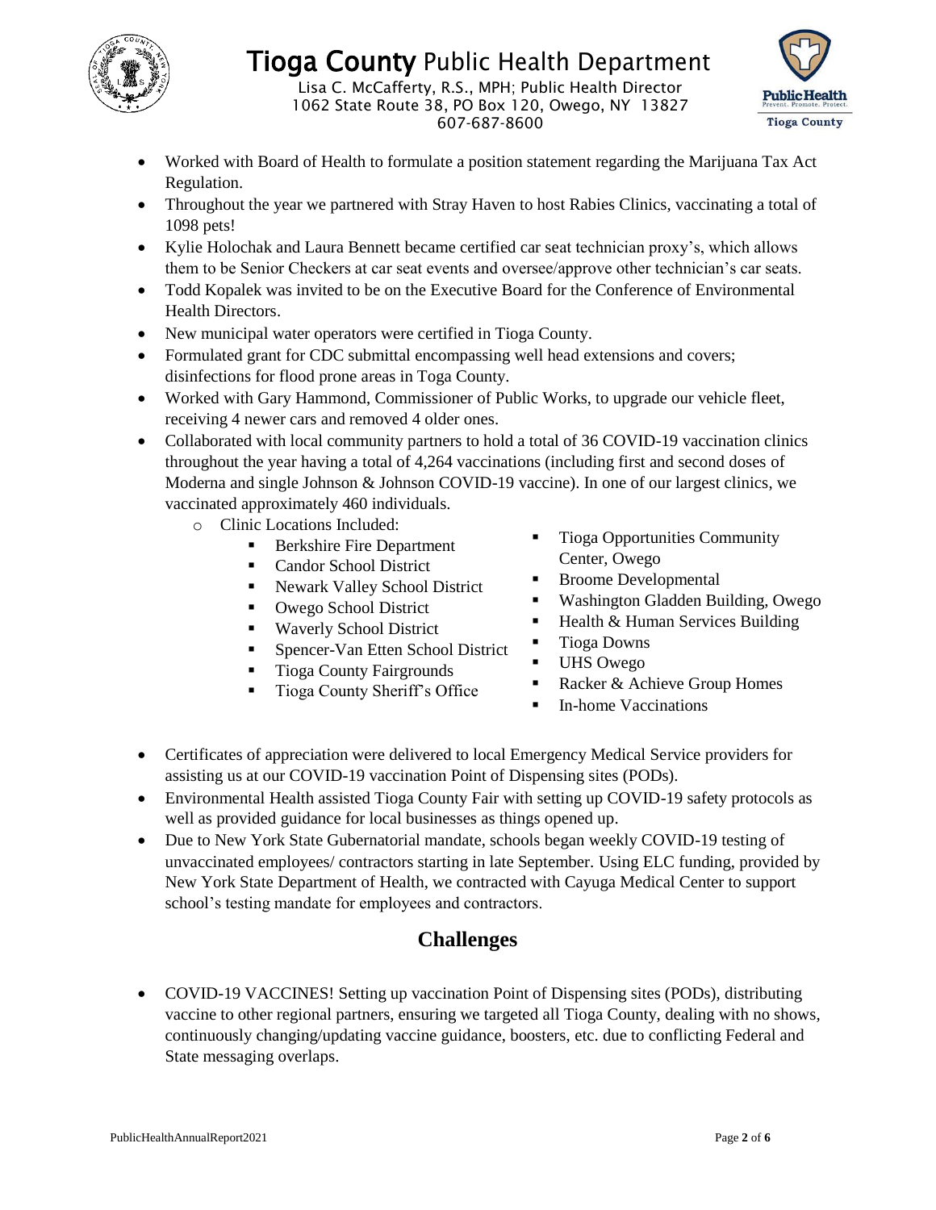- Worked with Board of Health to formulate a position statement regarding the Marijuana Tax Act Regulation.
- Throughout the year we partnered with Stray Haven to host Rabies Clinics, vaccinating a total of 1098 pets!
- Kylie Holochak and Laura Bennett became certified car seat technician proxy's, which allows them to be Senior Checkers at car seat events and oversee/approve other technician's car seats.
- Todd Kopalek was invited to be on the Executive Board for the Conference of Environmental Health Directors.
- New municipal water operators were certified in Tioga County.
- Formulated grant for CDC submittal encompassing well head extensions and covers; disinfections for flood prone areas in Toga County.
- Worked with Gary Hammond, Commissioner of Public Works, to upgrade our vehicle fleet, receiving 4 newer cars and removed 4 older ones.
- Collaborated with local community partners to hold a total of 36 COVID-19 vaccination clinics throughout the year having a total of 4,264 vaccinations (including first and second doses of Moderna and single Johnson & Johnson COVID-19 vaccine). In one of our largest clinics, we vaccinated approximately 460 individuals.
    - Clinic Locations Included:
        - Berkshire Fire Department
        - Candor School District
        - Newark Valley School District
        - Owego School District
        - Waverly School District
        - Spencer-Van Etten School District
        - Tioga County Fairgrounds
        - Tioga County Sheriff's Office
        - Tioga Opportunities Community Center, Owego
        - Broome Developmental
        - Washington Gladden Building, Owego
        - Health & Human Services Building
        - Tioga Downs
        - UHS Owego
        - Racker & Achieve Group Homes
        - In-home Vaccinations
- Certificates of appreciation were delivered to local Emergency Medical Service providers for assisting us at our COVID-19 vaccination Point of Dispensing sites (PODs).
- Environmental Health assisted Tioga County Fair with setting up COVID-19 safety protocols as well as provided guidance for local businesses as things opened up.
- Due to New York State Gubernatorial mandate, schools began weekly COVID-19 testing of unvaccinated employees/ contractors starting in late September. Using ELC funding, provided by New York State Department of Health, we contracted with Cayuga Medical Center to support school's testing mandate for employees and contractors.

## Challenges

- COVID-19 VACCINES! Setting up vaccination Point of Dispensing sites (PODs), distributing vaccine to other regional partners, ensuring we targeted all Tioga County, dealing with no shows, continuously changing/updating vaccine guidance, boosters, etc. due to conflicting Federal and State messaging overlaps.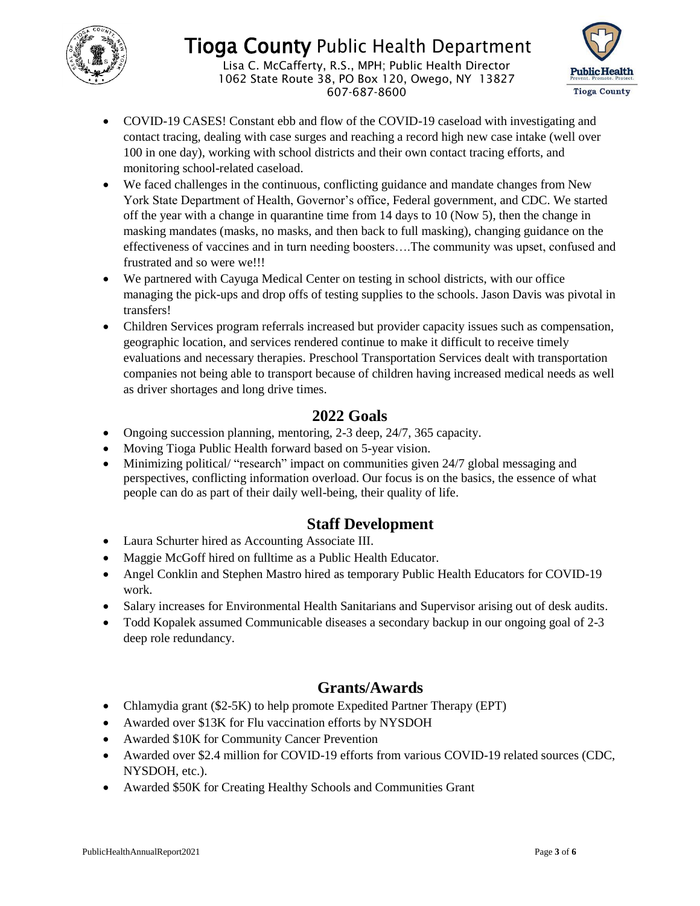- COVID-19 CASES! Constant ebb and flow of the COVID-19 caseload with investigating and contact tracing, dealing with case surges and reaching a record high new case intake (well over 100 in one day), working with school districts and their own contact tracing efforts, and monitoring school-related caseload.
- We faced challenges in the continuous, conflicting guidance and mandate changes from New York State Department of Health, Governor's office, Federal government, and CDC. We started off the year with a change in quarantine time from 14 days to 10 (Now 5), then the change in masking mandates (masks, no masks, and then back to full masking), changing guidance on the effectiveness of vaccines and in turn needing boosters….The community was upset, confused and frustrated and so were we!!!
- We partnered with Cayuga Medical Center on testing in school districts, with our office managing the pick-ups and drop offs of testing supplies to the schools. Jason Davis was pivotal in transfers!
- Children Services program referrals increased but provider capacity issues such as compensation, geographic location, and services rendered continue to make it difficult to receive timely evaluations and necessary therapies. Preschool Transportation Services dealt with transportation companies not being able to transport because of children having increased medical needs as well as driver shortages and long drive times.

## 2022 Goals

- Ongoing succession planning, mentoring, 2-3 deep, 24/7, 365 capacity.
- Moving Tioga Public Health forward based on 5-year vision.
- Minimizing political/ "research" impact on communities given 24/7 global messaging and perspectives, conflicting information overload. Our focus is on the basics, the essence of what people can do as part of their daily well-being, their quality of life.

## Staff Development

- Laura Schurter hired as Accounting Associate III.
- Maggie McGoff hired on fulltime as a Public Health Educator.
- Angel Conklin and Stephen Mastro hired as temporary Public Health Educators for COVID-19 work.
- Salary increases for Environmental Health Sanitarians and Supervisor arising out of desk audits.
- Todd Kopalek assumed Communicable diseases a secondary backup in our ongoing goal of 2-3 deep role redundancy.

## Grants/Awards

- Chlamydia grant ($2-5K) to help promote Expedited Partner Therapy (EPT)
- Awarded over $13K for Flu vaccination efforts by NYSDOH
- Awarded $10K for Community Cancer Prevention
- Awarded over $2.4 million for COVID-19 efforts from various COVID-19 related sources (CDC, NYSDOH, etc.).
- Awarded $50K for Creating Healthy Schools and Communities Grant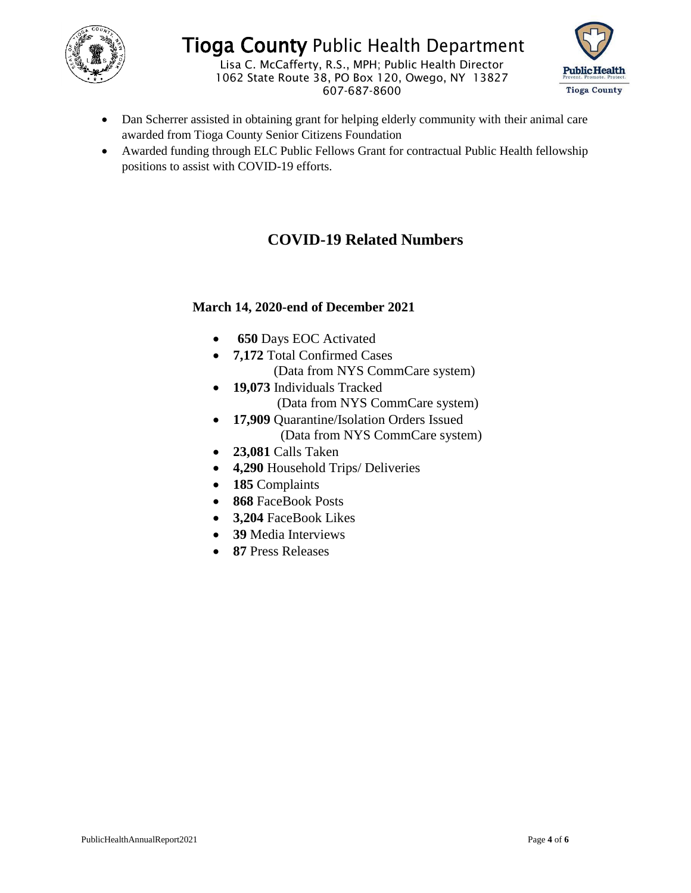- Dan Scherrer assisted in obtaining grant for helping elderly community with their animal care awarded from Tioga County Senior Citizens Foundation
- Awarded funding through ELC Public Fellows Grant for contractual Public Health fellowship positions to assist with COVID-19 efforts.

## COVID-19 Related Numbers

### March 14, 2020-end of December 2021

- **650** Days EOC Activated
- **7,172** Total Confirmed Cases
  (Data from NYS CommCare system)
- **19,073** Individuals Tracked
  (Data from NYS CommCare system)
- **17,909** Quarantine/Isolation Orders Issued
  (Data from NYS CommCare system)
- **23,081** Calls Taken
- **4,290** Household Trips/ Deliveries
- **185** Complaints
- **868** FaceBook Posts
- **3,204** FaceBook Likes
- **39** Media Interviews
- **87** Press Releases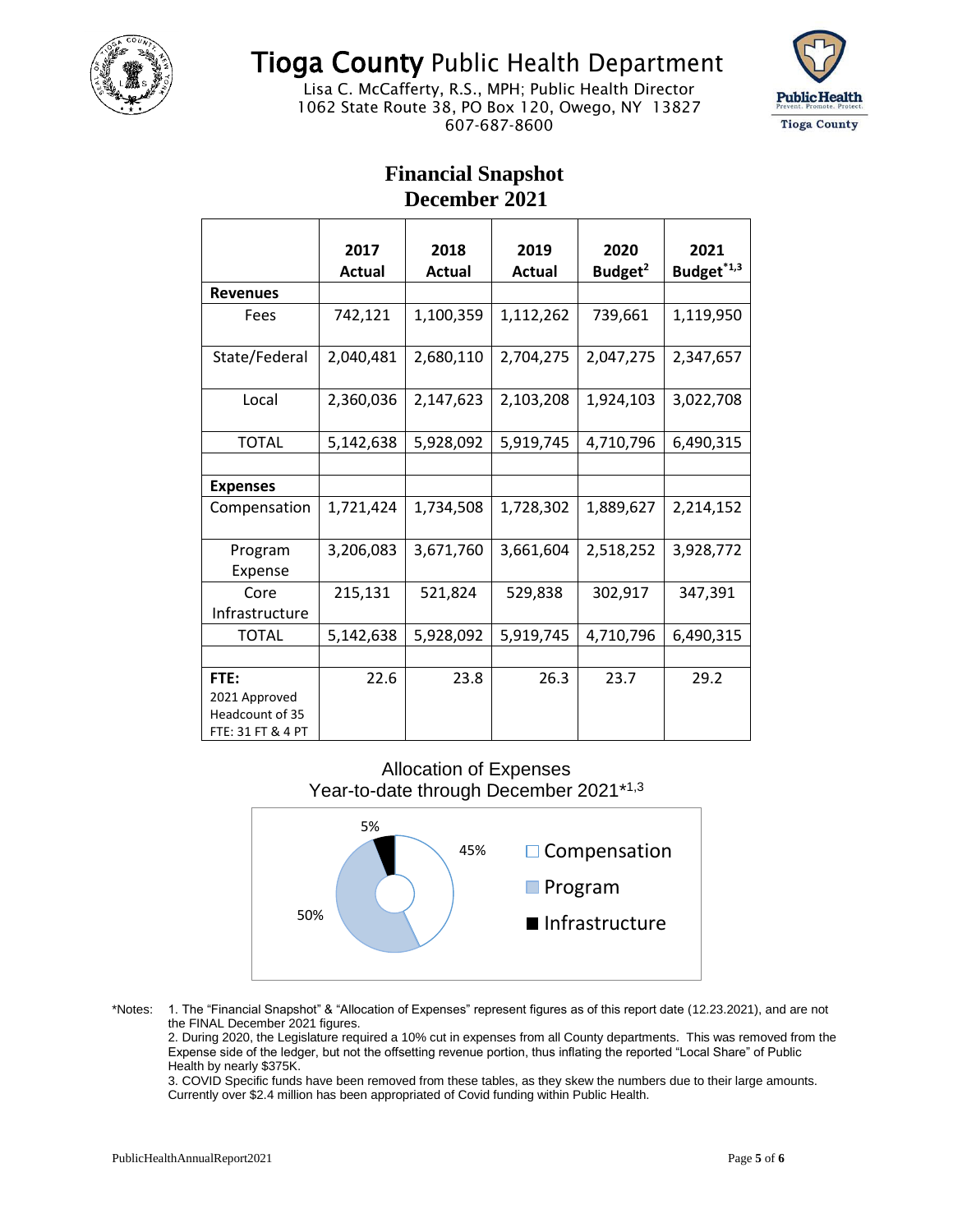# Tioga County Public Health Department

Lisa C. McCafferty, R.S., MPH; Public Health Director
1062 State Route 38, PO Box 120, Owego, NY 13827
607-687-8600

## Financial Snapshot
## December 2021

| | 2017 Actual | 2018 Actual | 2019 Actual | 2020 Budget[2] | 2021 Budget[*1,3] |
|---|---|---|---|---|---|
| **Revenues** | | | | | |
| Fees | 742,121 | 1,100,359 | 1,112,262 | 739,661 | 1,119,950 |
| State/Federal | 2,040,481 | 2,680,110 | 2,704,275 | 2,047,275 | 2,347,657 |
| Local | 2,360,036 | 2,147,623 | 2,103,208 | 1,924,103 | 3,022,708 |
| TOTAL | 5,142,638 | 5,928,092 | 5,919,745 | 4,710,796 | 6,490,315 |
| | | | | | |
| **Expenses** | | | | | |
| Compensation | 1,721,424 | 1,734,508 | 1,728,302 | 1,889,627 | 2,214,152 |
| Program Expense | 3,206,083 | 3,671,760 | 3,661,604 | 2,518,252 | 3,928,772 |
| Core Infrastructure | 215,131 | 521,824 | 529,838 | 302,917 | 347,391 |
| TOTAL | 5,142,638 | 5,928,092 | 5,919,745 | 4,710,796 | 6,490,315 |
| | | | | | |
| **FTE:** 2021 Approved Headcount of 35 FTE: 31 FT & 4 PT | 22.6 | 23.8 | 26.3 | 23.7 | 29.2 |

Allocation of Expenses
Year-to-date through December 2021*[1,3]

- Compensation: 45%
- Program: 50%
- Infrastructure: 5%

*Notes: 1. The "Financial Snapshot" & "Allocation of Expenses" represent figures as of this report date (12.23.2021), and are not the FINAL December 2021 figures.
2. During 2020, the Legislature required a 10% cut in expenses from all County departments. This was removed from the Expense side of the ledger, but not the offsetting revenue portion, thus inflating the reported "Local Share" of Public Health by nearly $375K.
3. COVID Specific funds have been removed from these tables, as they skew the numbers due to their large amounts. Currently over $2.4 million has been appropriated of Covid funding within Public Health.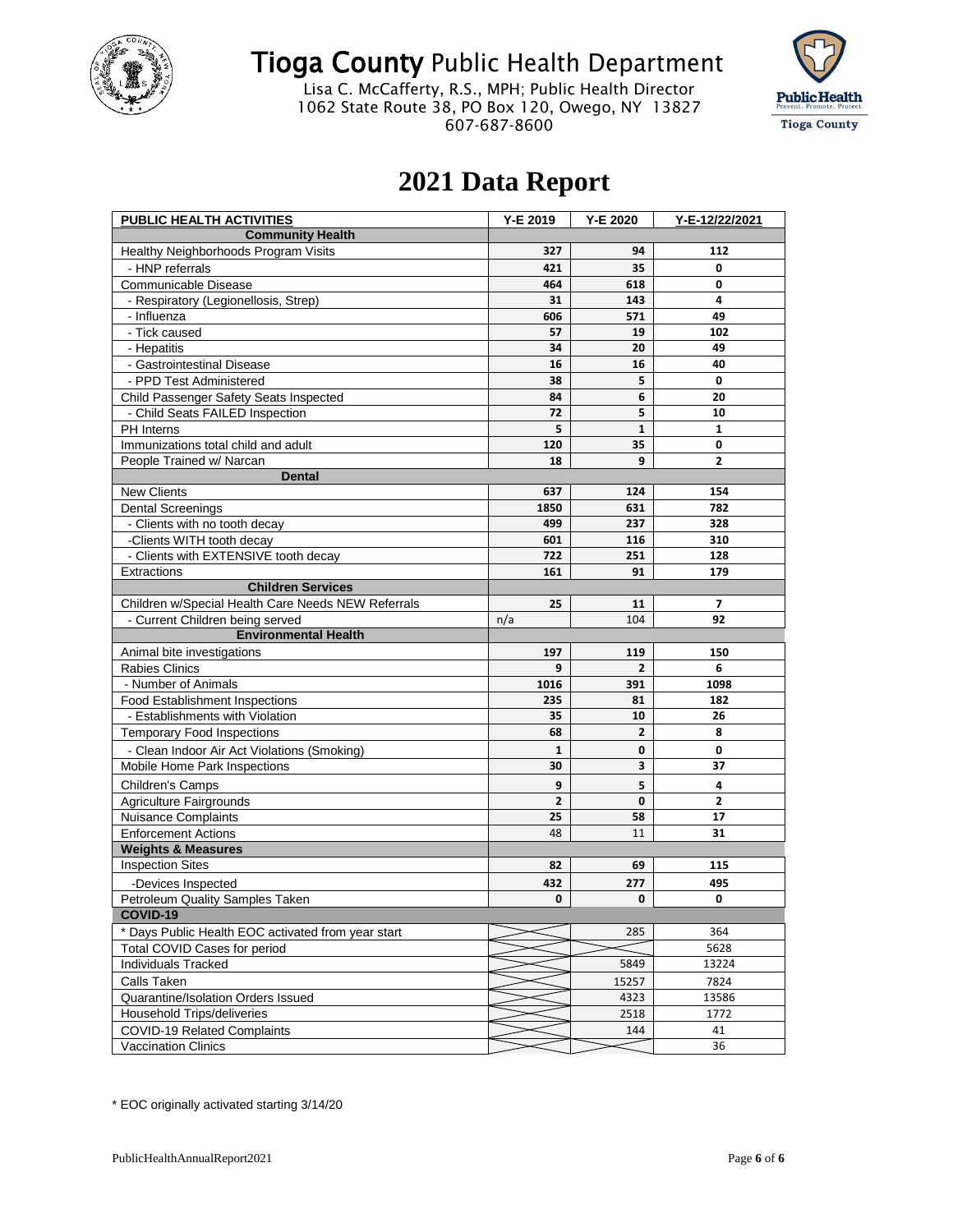Tioga County Public Health Department

Lisa C. McCafferty, R.S., MPH; Public Health Director
1062 State Route 38, PO Box 120, Owego, NY 13827
607-687-8600

# 2021 Data Report

| PUBLIC HEALTH ACTIVITIES | Y-E 2019 | Y-E 2020 | Y-E-12/22/2021 |
|---|---|---|---|
| **Community Health** | | | |
| Healthy Neighborhoods Program Visits | 327 | 94 | 112 |
| - HNP referrals | 421 | 35 | 0 |
| Communicable Disease | 464 | 618 | 0 |
| - Respiratory (Legionellosis, Strep) | 31 | 143 | 4 |
| - Influenza | 606 | 571 | 49 |
| - Tick caused | 57 | 19 | 102 |
| - Hepatitis | 34 | 20 | 49 |
| - Gastrointestinal Disease | 16 | 16 | 40 |
| - PPD Test Administered | 38 | 5 | 0 |
| Child Passenger Safety Seats Inspected | 84 | 6 | 20 |
| - Child Seats FAILED Inspection | 72 | 5 | 10 |
| PH Interns | 5 | 1 | 1 |
| Immunizations total child and adult | 120 | 35 | 0 |
| People Trained w/ Narcan | 18 | 9 | 2 |
| **Dental** | | | |
| New Clients | 637 | 124 | 154 |
| Dental Screenings | 1850 | 631 | 782 |
| - Clients with no tooth decay | 499 | 237 | 328 |
| -Clients WITH tooth decay | 601 | 116 | 310 |
| - Clients with EXTENSIVE tooth decay | 722 | 251 | 128 |
| Extractions | 161 | 91 | 179 |
| **Children Services** | | | |
| Children w/Special Health Care Needs NEW Referrals | 25 | 11 | 7 |
| - Current Children being served | n/a | 104 | 92 |
| **Environmental Health** | | | |
| Animal bite investigations | 197 | 119 | 150 |
| Rabies Clinics | 9 | 2 | 6 |
| - Number of Animals | 1016 | 391 | 1098 |
| Food Establishment Inspections | 235 | 81 | 182 |
| - Establishments with Violation | 35 | 10 | 26 |
| Temporary Food Inspections | 68 | 2 | 8 |
| - Clean Indoor Air Act Violations (Smoking) | 1 | 0 | 0 |
| Mobile Home Park Inspections | 30 | 3 | 37 |
| Children's Camps | 9 | 5 | 4 |
| Agriculture Fairgrounds | 2 | 0 | 2 |
| Nuisance Complaints | 25 | 58 | 17 |
| Enforcement Actions | 48 | 11 | 31 |
| **Weights & Measures** | | | |
| Inspection Sites | 82 | 69 | 115 |
| -Devices Inspected | 432 | 277 | 495 |
| Petroleum Quality Samples Taken | 0 | 0 | 0 |
| **COVID-19** | | | |
| * Days Public Health EOC activated from year start | | 285 | 364 |
| Total COVID Cases for period | | | 5628 |
| Individuals Tracked | | 5849 | 13224 |
| Calls Taken | | 15257 | 7824 |
| Quarantine/Isolation Orders Issued | | 4323 | 13586 |
| Household Trips/deliveries | | 2518 | 1772 |
| COVID-19 Related Complaints | | 144 | 41 |
| Vaccination Clinics | | | 36 |

* EOC originally activated starting 3/14/20